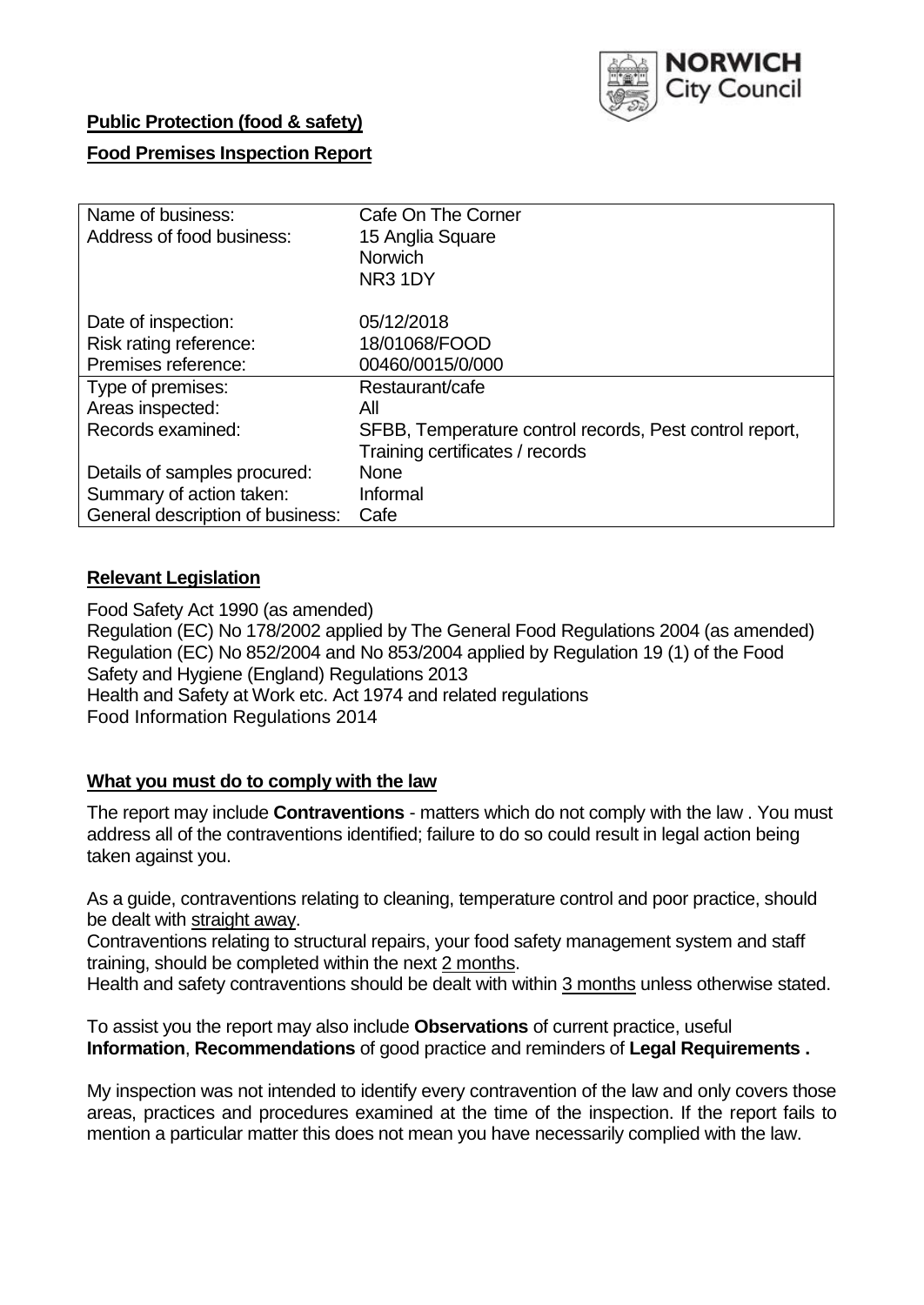**NORWICH City Council**

**Public Protection (food & safety)**

**Food Premises Inspection Report**

| | |
|---|---|
| Name of business: | Cafe On The Corner |
| Address of food business: | 15 Anglia Square<br>Norwich<br>NR3 1DY |
| Date of inspection: | 05/12/2018 |
| Risk rating reference: | 18/01068/FOOD |
| Premises reference: | 00460/0015/0/000 |
| Type of premises: | Restaurant/cafe |
| Areas inspected: | All |
| Records examined: | SFBB, Temperature control records, Pest control report, Training certificates / records |
| Details of samples procured: | None |
| Summary of action taken: | Informal |
| General description of business: | Cafe |

## **Relevant Legislation**

Food Safety Act 1990 (as amended)
Regulation (EC) No 178/2002 applied by The General Food Regulations 2004 (as amended)
Regulation (EC) No 852/2004 and No 853/2004 applied by Regulation 19 (1) of the Food Safety and Hygiene (England) Regulations 2013
Health and Safety at Work etc. Act 1974 and related regulations
Food Information Regulations 2014

## **What you must do to comply with the law**

The report may include **Contraventions** - matters which do not comply with the law . You must address all of the contraventions identified; failure to do so could result in legal action being taken against you.

As a guide, contraventions relating to cleaning, temperature control and poor practice, should be dealt with straight away.
Contraventions relating to structural repairs, your food safety management system and staff training, should be completed within the next 2 months.
Health and safety contraventions should be dealt with within 3 months unless otherwise stated.

To assist you the report may also include **Observations** of current practice, useful **Information**, **Recommendations** of good practice and reminders of **Legal Requirements .**

My inspection was not intended to identify every contravention of the law and only covers those areas, practices and procedures examined at the time of the inspection. If the report fails to mention a particular matter this does not mean you have necessarily complied with the law.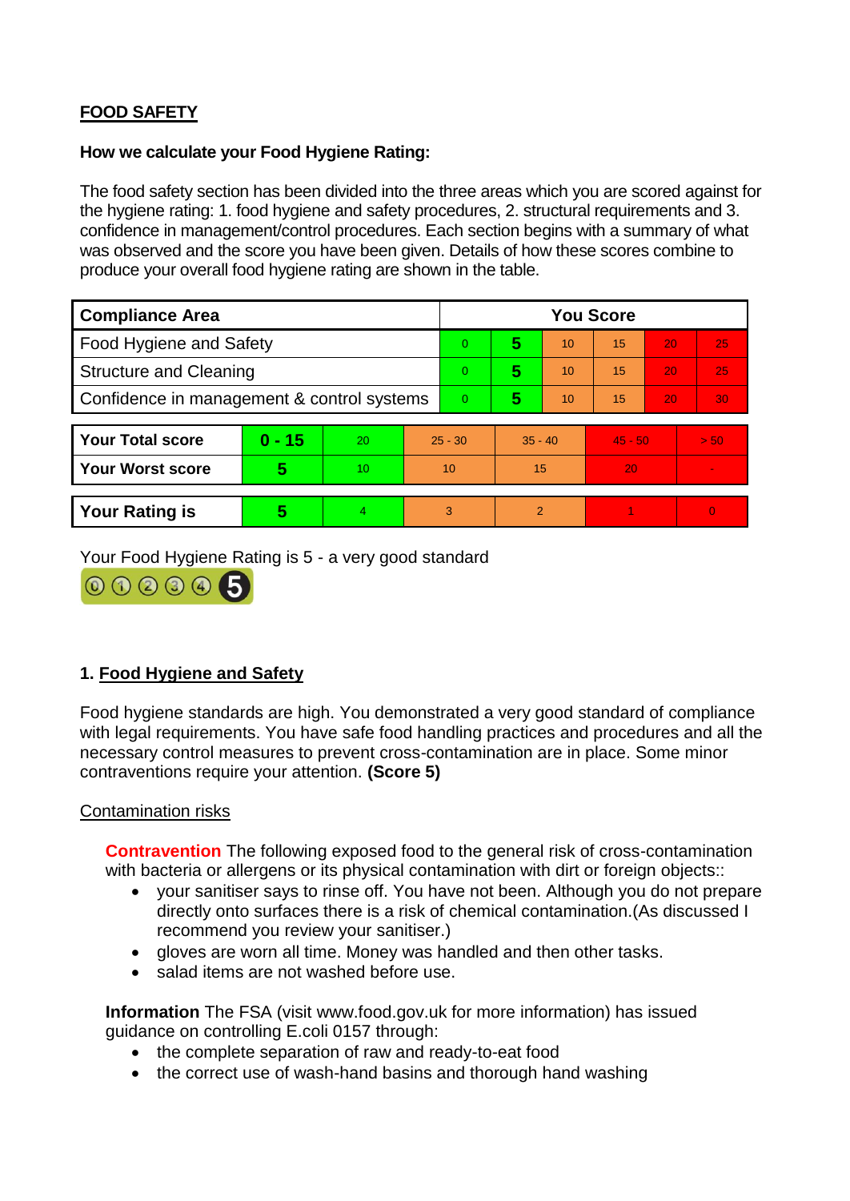## FOOD SAFETY

**How we calculate your Food Hygiene Rating:**

The food safety section has been divided into the three areas which you are scored against for the hygiene rating: 1. food hygiene and safety procedures, 2. structural requirements and 3. confidence in management/control procedures. Each section begins with a summary of what was observed and the score you have been given. Details of how these scores combine to produce your overall food hygiene rating are shown in the table.

| Compliance Area | You Score | | | | | |
|---|---|---|---|---|---|---|
| Food Hygiene and Safety | 0 | **5** | 10 | 15 | 20 | 25 |
| Structure and Cleaning | 0 | **5** | 10 | 15 | 20 | 25 |
| Confidence in management & control systems | 0 | **5** | 10 | 15 | 20 | 30 |

| | | | | | | |
|---|---|---|---|---|---|---|
| **Your Total score** | **0 - 15** | 20 | 25 - 30 | 35 - 40 | 45 - 50 | > 50 |
| **Your Worst score** | **5** | 10 | 10 | 15 | 20 | - |
| **Your Rating is** | **5** | 4 | 3 | 2 | 1 | 0 |

Your Food Hygiene Rating is 5 - a very good standard

## 1. Food Hygiene and Safety

Food hygiene standards are high. You demonstrated a very good standard of compliance with legal requirements. You have safe food handling practices and procedures and all the necessary control measures to prevent cross-contamination are in place. Some minor contraventions require your attention. **(Score 5)**

Contamination risks

**Contravention** The following exposed food to the general risk of cross-contamination with bacteria or allergens or its physical contamination with dirt or foreign objects::

- your sanitiser says to rinse off. You have not been. Although you do not prepare directly onto surfaces there is a risk of chemical contamination.(As discussed I recommend you review your sanitiser.)
- gloves are worn all time. Money was handled and then other tasks.
- salad items are not washed before use.

**Information** The FSA (visit www.food.gov.uk for more information) has issued guidance on controlling E.coli 0157 through:

- the complete separation of raw and ready-to-eat food
- the correct use of wash-hand basins and thorough hand washing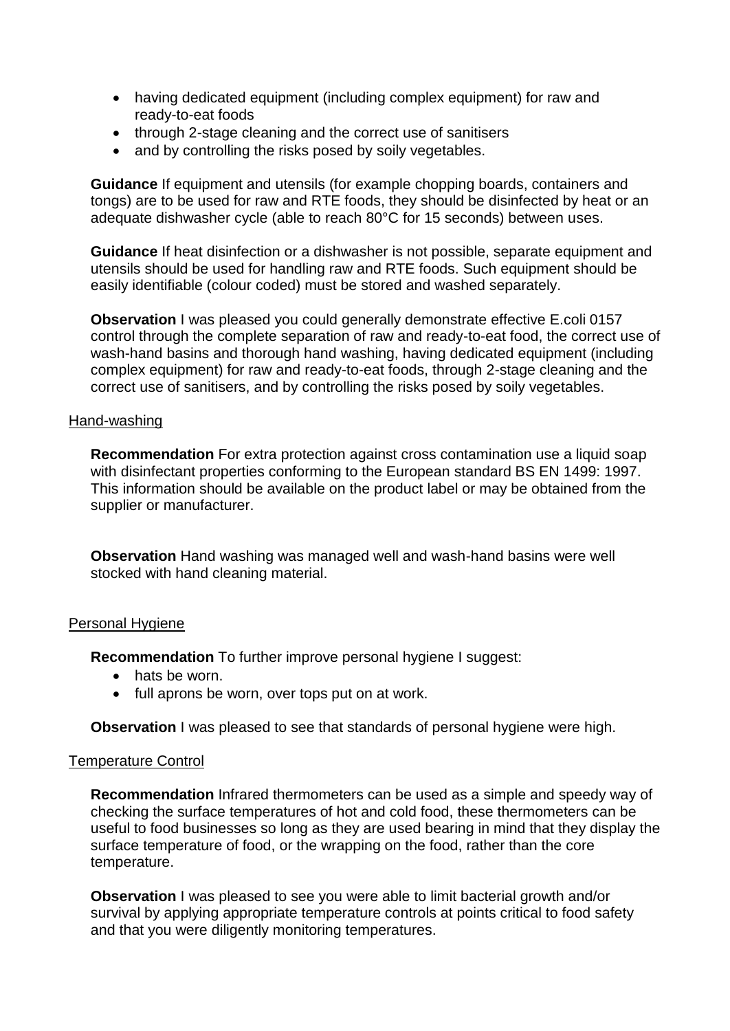- having dedicated equipment (including complex equipment) for raw and ready-to-eat foods
- through 2-stage cleaning and the correct use of sanitisers
- and by controlling the risks posed by soily vegetables.

**Guidance** If equipment and utensils (for example chopping boards, containers and tongs) are to be used for raw and RTE foods, they should be disinfected by heat or an adequate dishwasher cycle (able to reach 80°C for 15 seconds) between uses.

**Guidance** If heat disinfection or a dishwasher is not possible, separate equipment and utensils should be used for handling raw and RTE foods. Such equipment should be easily identifiable (colour coded) must be stored and washed separately.

**Observation** I was pleased you could generally demonstrate effective E.coli 0157 control through the complete separation of raw and ready-to-eat food, the correct use of wash-hand basins and thorough hand washing, having dedicated equipment (including complex equipment) for raw and ready-to-eat foods, through 2-stage cleaning and the correct use of sanitisers, and by controlling the risks posed by soily vegetables.

Hand-washing

**Recommendation** For extra protection against cross contamination use a liquid soap with disinfectant properties conforming to the European standard BS EN 1499: 1997. This information should be available on the product label or may be obtained from the supplier or manufacturer.

**Observation** Hand washing was managed well and wash-hand basins were well stocked with hand cleaning material.

Personal Hygiene

**Recommendation** To further improve personal hygiene I suggest:

- hats be worn.
- full aprons be worn, over tops put on at work.

**Observation** I was pleased to see that standards of personal hygiene were high.

Temperature Control

**Recommendation** Infrared thermometers can be used as a simple and speedy way of checking the surface temperatures of hot and cold food, these thermometers can be useful to food businesses so long as they are used bearing in mind that they display the surface temperature of food, or the wrapping on the food, rather than the core temperature.

**Observation** I was pleased to see you were able to limit bacterial growth and/or survival by applying appropriate temperature controls at points critical to food safety and that you were diligently monitoring temperatures.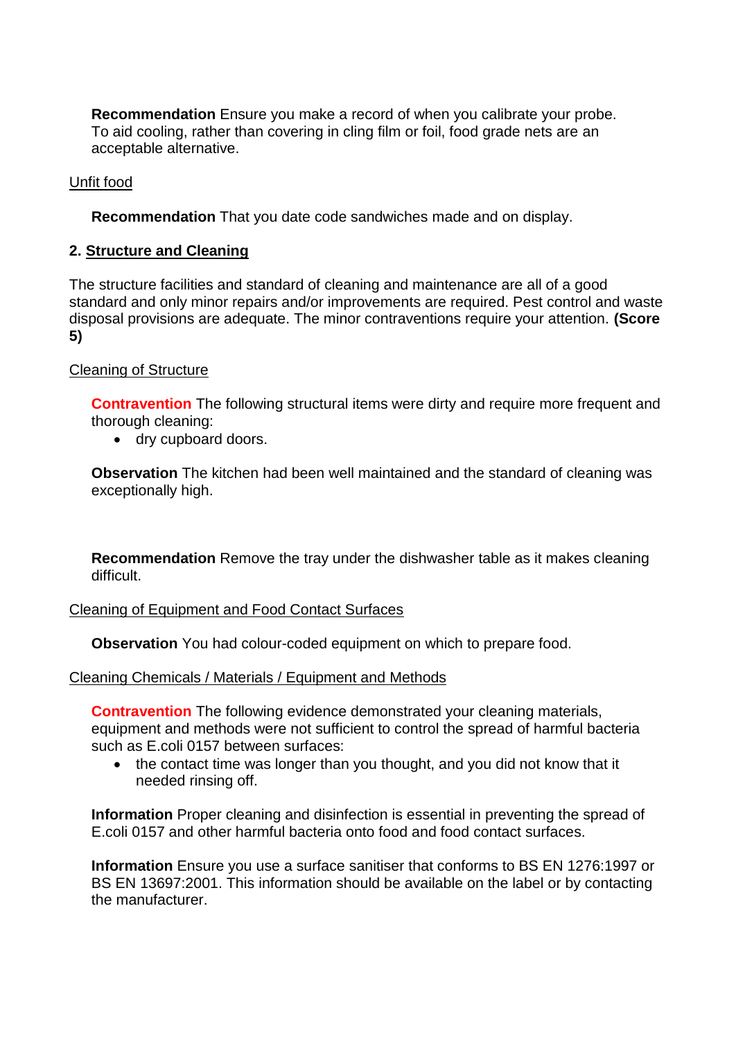**Recommendation** Ensure you make a record of when you calibrate your probe. To aid cooling, rather than covering in cling film or foil, food grade nets are an acceptable alternative.

Unfit food

**Recommendation** That you date code sandwiches made and on display.

## 2. Structure and Cleaning

The structure facilities and standard of cleaning and maintenance are all of a good standard and only minor repairs and/or improvements are required. Pest control and waste disposal provisions are adequate. The minor contraventions require your attention. **(Score 5)**

Cleaning of Structure

**Contravention** The following structural items were dirty and require more frequent and thorough cleaning:

- dry cupboard doors.

**Observation** The kitchen had been well maintained and the standard of cleaning was exceptionally high.

**Recommendation** Remove the tray under the dishwasher table as it makes cleaning difficult.

Cleaning of Equipment and Food Contact Surfaces

**Observation** You had colour-coded equipment on which to prepare food.

Cleaning Chemicals / Materials / Equipment and Methods

**Contravention** The following evidence demonstrated your cleaning materials, equipment and methods were not sufficient to control the spread of harmful bacteria such as E.coli 0157 between surfaces:

- the contact time was longer than you thought, and you did not know that it needed rinsing off.

**Information** Proper cleaning and disinfection is essential in preventing the spread of E.coli 0157 and other harmful bacteria onto food and food contact surfaces.

**Information** Ensure you use a surface sanitiser that conforms to BS EN 1276:1997 or BS EN 13697:2001. This information should be available on the label or by contacting the manufacturer.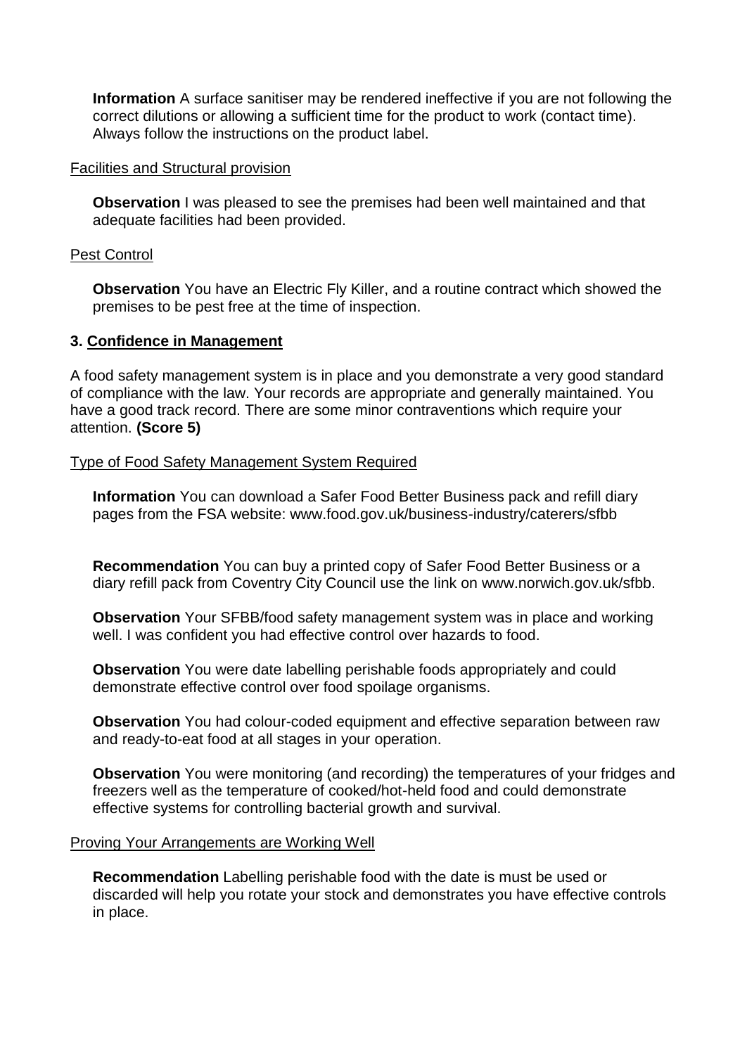**Information** A surface sanitiser may be rendered ineffective if you are not following the correct dilutions or allowing a sufficient time for the product to work (contact time). Always follow the instructions on the product label.

Facilities and Structural provision

**Observation** I was pleased to see the premises had been well maintained and that adequate facilities had been provided.

Pest Control

**Observation** You have an Electric Fly Killer, and a routine contract which showed the premises to be pest free at the time of inspection.

## 3. Confidence in Management

A food safety management system is in place and you demonstrate a very good standard of compliance with the law. Your records are appropriate and generally maintained. You have a good track record. There are some minor contraventions which require your attention. **(Score 5)**

Type of Food Safety Management System Required

**Information** You can download a Safer Food Better Business pack and refill diary pages from the FSA website: www.food.gov.uk/business-industry/caterers/sfbb

**Recommendation** You can buy a printed copy of Safer Food Better Business or a diary refill pack from Coventry City Council use the link on www.norwich.gov.uk/sfbb.

**Observation** Your SFBB/food safety management system was in place and working well. I was confident you had effective control over hazards to food.

**Observation** You were date labelling perishable foods appropriately and could demonstrate effective control over food spoilage organisms.

**Observation** You had colour-coded equipment and effective separation between raw and ready-to-eat food at all stages in your operation.

**Observation** You were monitoring (and recording) the temperatures of your fridges and freezers well as the temperature of cooked/hot-held food and could demonstrate effective systems for controlling bacterial growth and survival.

Proving Your Arrangements are Working Well

**Recommendation** Labelling perishable food with the date is must be used or discarded will help you rotate your stock and demonstrates you have effective controls in place.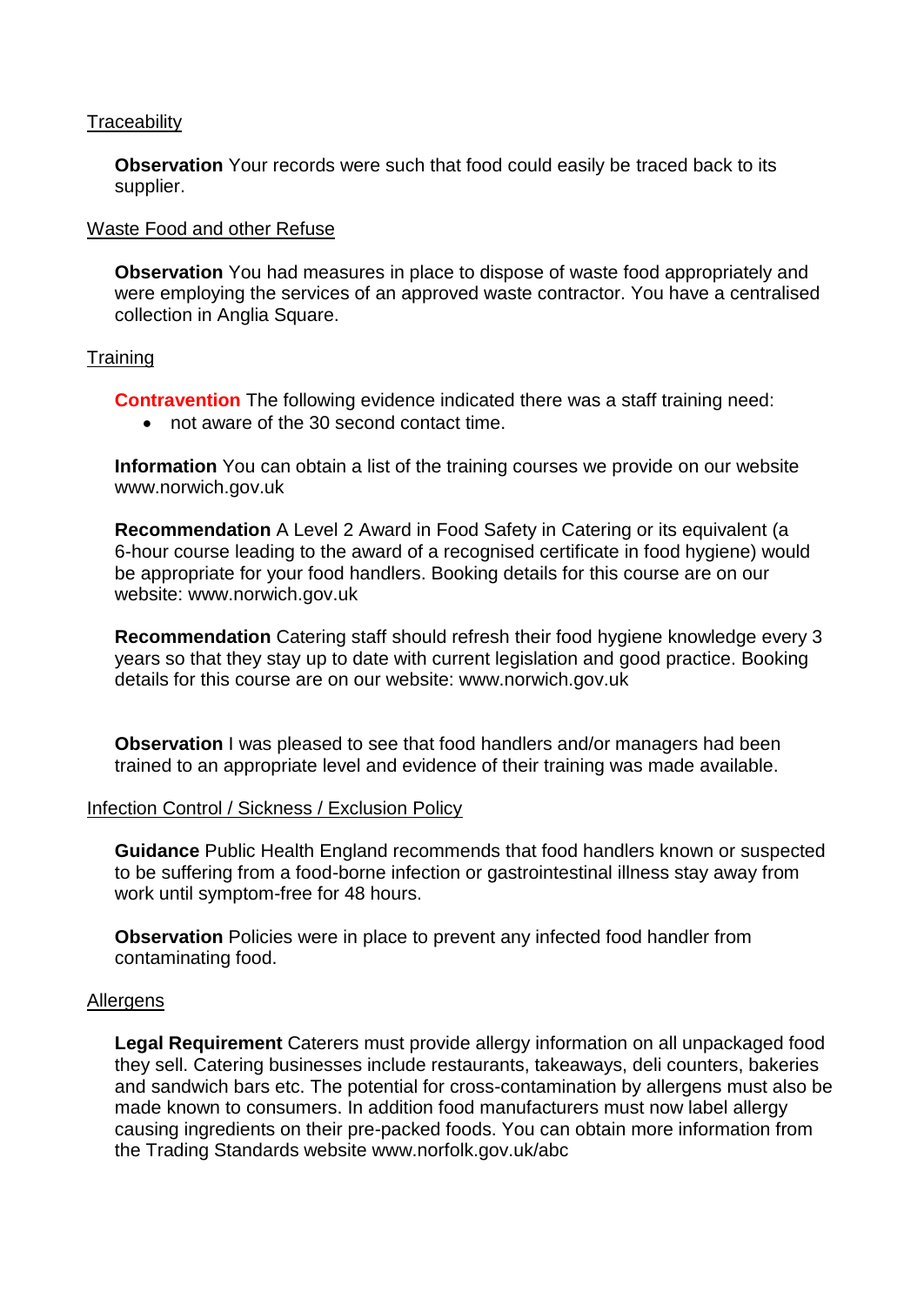Traceability

**Observation** Your records were such that food could easily be traced back to its supplier.

Waste Food and other Refuse

**Observation** You had measures in place to dispose of waste food appropriately and were employing the services of an approved waste contractor. You have a centralised collection in Anglia Square.

Training

**Contravention** The following evidence indicated there was a staff training need:

- not aware of the 30 second contact time.

**Information** You can obtain a list of the training courses we provide on our website www.norwich.gov.uk

**Recommendation** A Level 2 Award in Food Safety in Catering or its equivalent (a 6-hour course leading to the award of a recognised certificate in food hygiene) would be appropriate for your food handlers. Booking details for this course are on our website: www.norwich.gov.uk

**Recommendation** Catering staff should refresh their food hygiene knowledge every 3 years so that they stay up to date with current legislation and good practice. Booking details for this course are on our website: www.norwich.gov.uk

**Observation** I was pleased to see that food handlers and/or managers had been trained to an appropriate level and evidence of their training was made available.

Infection Control / Sickness / Exclusion Policy

**Guidance** Public Health England recommends that food handlers known or suspected to be suffering from a food-borne infection or gastrointestinal illness stay away from work until symptom-free for 48 hours.

**Observation** Policies were in place to prevent any infected food handler from contaminating food.

Allergens

**Legal Requirement** Caterers must provide allergy information on all unpackaged food they sell. Catering businesses include restaurants, takeaways, deli counters, bakeries and sandwich bars etc. The potential for cross-contamination by allergens must also be made known to consumers. In addition food manufacturers must now label allergy causing ingredients on their pre-packed foods. You can obtain more information from the Trading Standards website www.norfolk.gov.uk/abc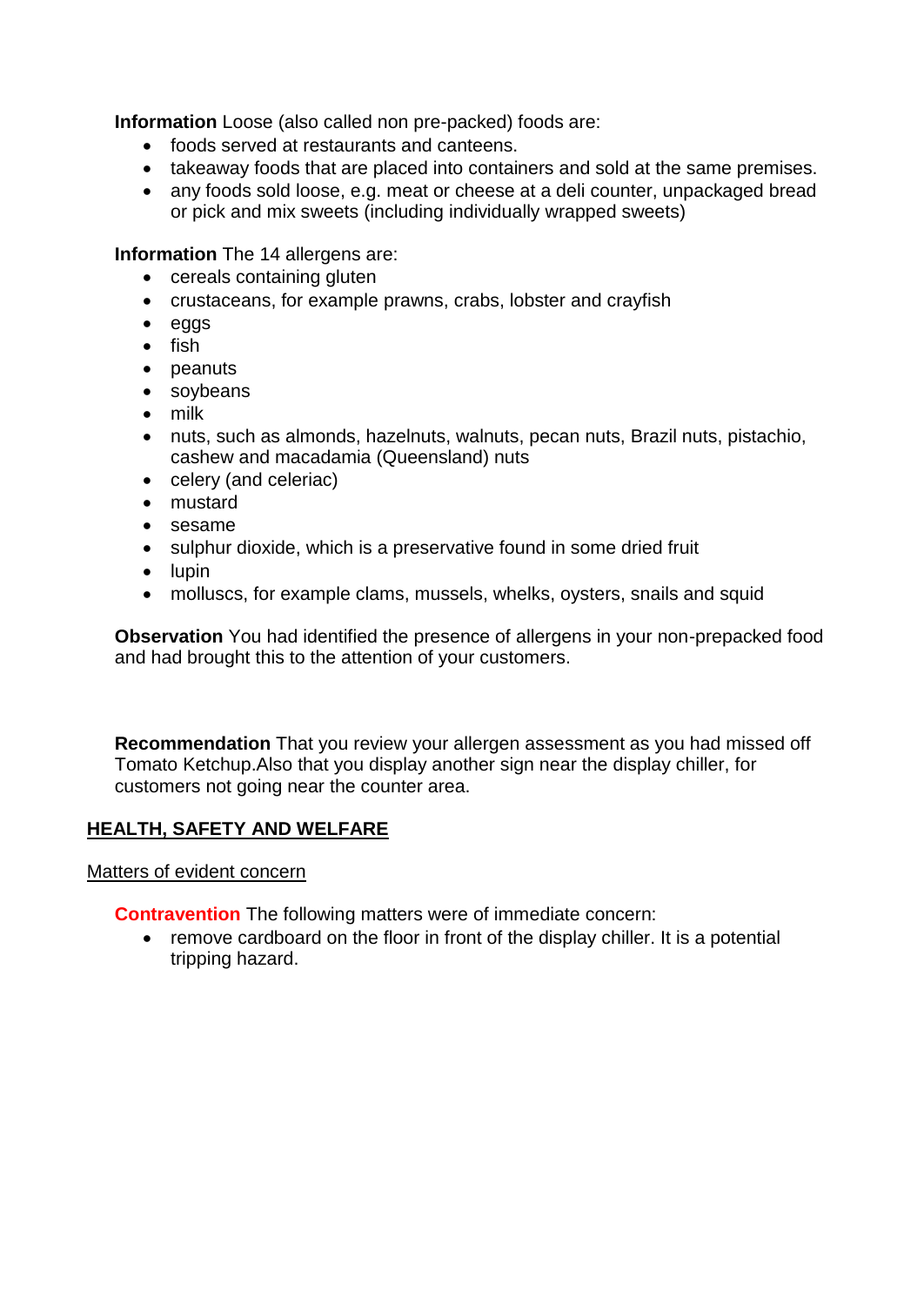**Information** Loose (also called non pre-packed) foods are:

- foods served at restaurants and canteens.
- takeaway foods that are placed into containers and sold at the same premises.
- any foods sold loose, e.g. meat or cheese at a deli counter, unpackaged bread or pick and mix sweets (including individually wrapped sweets)

**Information** The 14 allergens are:

- cereals containing gluten
- crustaceans, for example prawns, crabs, lobster and crayfish
- eggs
- fish
- peanuts
- soybeans
- milk
- nuts, such as almonds, hazelnuts, walnuts, pecan nuts, Brazil nuts, pistachio, cashew and macadamia (Queensland) nuts
- celery (and celeriac)
- mustard
- sesame
- sulphur dioxide, which is a preservative found in some dried fruit
- lupin
- molluscs, for example clams, mussels, whelks, oysters, snails and squid

**Observation** You had identified the presence of allergens in your non-prepacked food and had brought this to the attention of your customers.

**Recommendation** That you review your allergen assessment as you had missed off Tomato Ketchup.Also that you display another sign near the display chiller, for customers not going near the counter area.

## HEALTH, SAFETY AND WELFARE

Matters of evident concern

**Contravention** The following matters were of immediate concern:

- remove cardboard on the floor in front of the display chiller. It is a potential tripping hazard.